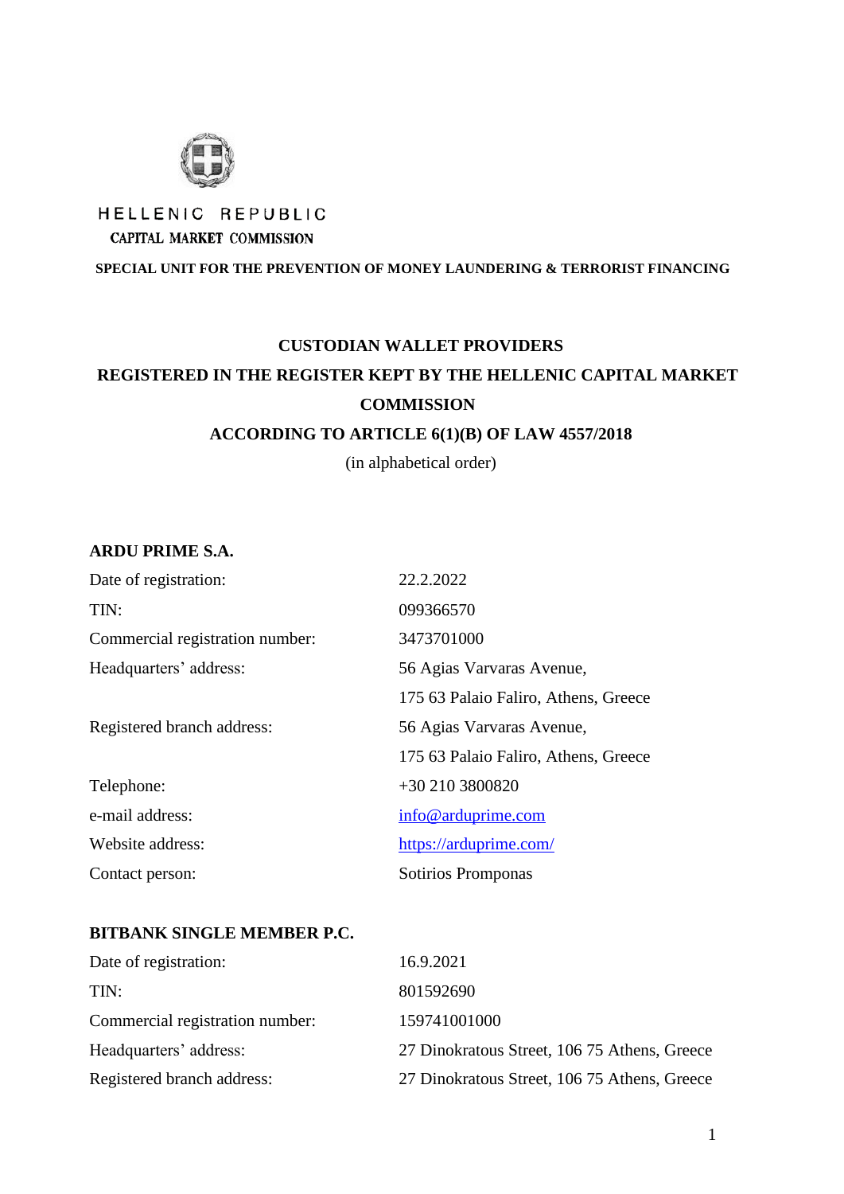HELLENIC REPUBLIC

CAPITAL MARKET COMMISSION

**SPECIAL UNIT FOR THE PREVENTION OF MONEY LAUNDERING & TERRORIST FINANCING**

# CUSTODIAN WALLET PROVIDERS REGISTERED IN THE REGISTER KEPT BY THE HELLENIC CAPITAL MARKET COMMISSION ACCORDING TO ARTICLE 6(1)(B) OF LAW 4557/2018

(in alphabetical order)

**ARDU PRIME S.A.**

| | |
|---|---|
| Date of registration: | 22.2.2022 |
| TIN: | 099366570 |
| Commercial registration number: | 3473701000 |
| Headquarters' address: | 56 Agias Varvaras Avenue, 175 63 Palaio Faliro, Athens, Greece |
| Registered branch address: | 56 Agias Varvaras Avenue, 175 63 Palaio Faliro, Athens, Greece |
| Telephone: | +30 210 3800820 |
| e-mail address: | info@arduprime.com |
| Website address: | https://arduprime.com/ |
| Contact person: | Sotirios Promponas |

**BITBANK SINGLE MEMBER P.C.**

| | |
|---|---|
| Date of registration: | 16.9.2021 |
| TIN: | 801592690 |
| Commercial registration number: | 159741001000 |
| Headquarters' address: | 27 Dinokratous Street, 106 75 Athens, Greece |
| Registered branch address: | 27 Dinokratous Street, 106 75 Athens, Greece |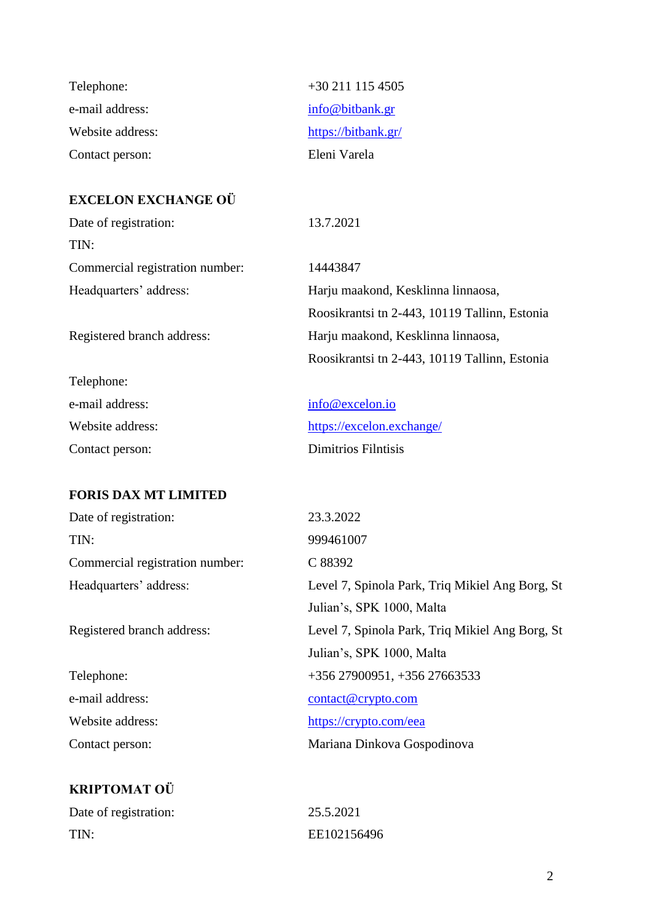| | |
|---|---|
| Telephone: | +30 211 115 4505 |
| e-mail address: | info@bitbank.gr |
| Website address: | https://bitbank.gr/ |
| Contact person: | Eleni Varela |

**EXCELON EXCHANGE OÜ**

| | |
|---|---|
| Date of registration: | 13.7.2021 |
| TIN: | |
| Commercial registration number: | 14443847 |
| Headquarters' address: | Harju maakond, Kesklinna linnaosa, Roosikrantsi tn 2-443, 10119 Tallinn, Estonia |
| Registered branch address: | Harju maakond, Kesklinna linnaosa, Roosikrantsi tn 2-443, 10119 Tallinn, Estonia |
| Telephone: | |
| e-mail address: | info@excelon.io |
| Website address: | https://excelon.exchange/ |
| Contact person: | Dimitrios Filntisis |

**FORIS DAX MT LIMITED**

| | |
|---|---|
| Date of registration: | 23.3.2022 |
| TIN: | 999461007 |
| Commercial registration number: | C 88392 |
| Headquarters' address: | Level 7, Spinola Park, Triq Mikiel Ang Borg, St Julian's, SPK 1000, Malta |
| Registered branch address: | Level 7, Spinola Park, Triq Mikiel Ang Borg, St Julian's, SPK 1000, Malta |
| Telephone: | +356 27900951, +356 27663533 |
| e-mail address: | contact@crypto.com |
| Website address: | https://crypto.com/eea |
| Contact person: | Mariana Dinkova Gospodinova |

**KRIPTOMAT OÜ**

| | |
|---|---|
| Date of registration: | 25.5.2021 |
| TIN: | EE102156496 |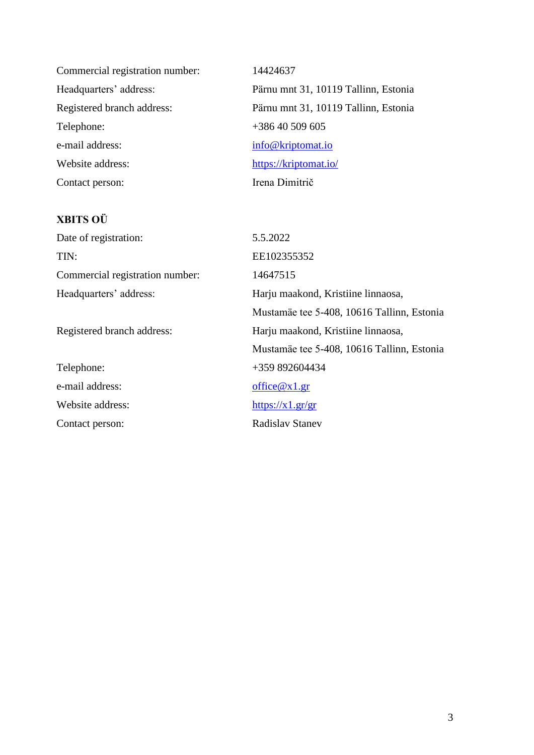| | |
|---|---|
| Commercial registration number: | 14424637 |
| Headquarters' address: | Pärnu mnt 31, 10119 Tallinn, Estonia |
| Registered branch address: | Pärnu mnt 31, 10119 Tallinn, Estonia |
| Telephone: | +386 40 509 605 |
| e-mail address: | info@kriptomat.io |
| Website address: | https://kriptomat.io/ |
| Contact person: | Irena Dimitrič |

**XBITS OÜ**

| | |
|---|---|
| Date of registration: | 5.5.2022 |
| TIN: | EE102355352 |
| Commercial registration number: | 14647515 |
| Headquarters' address: | Harju maakond, Kristiine linnaosa, Mustamäe tee 5-408, 10616 Tallinn, Estonia |
| Registered branch address: | Harju maakond, Kristiine linnaosa, Mustamäe tee 5-408, 10616 Tallinn, Estonia |
| Telephone: | +359 892604434 |
| e-mail address: | office@x1.gr |
| Website address: | https://x1.gr/gr |
| Contact person: | Radislav Stanev |